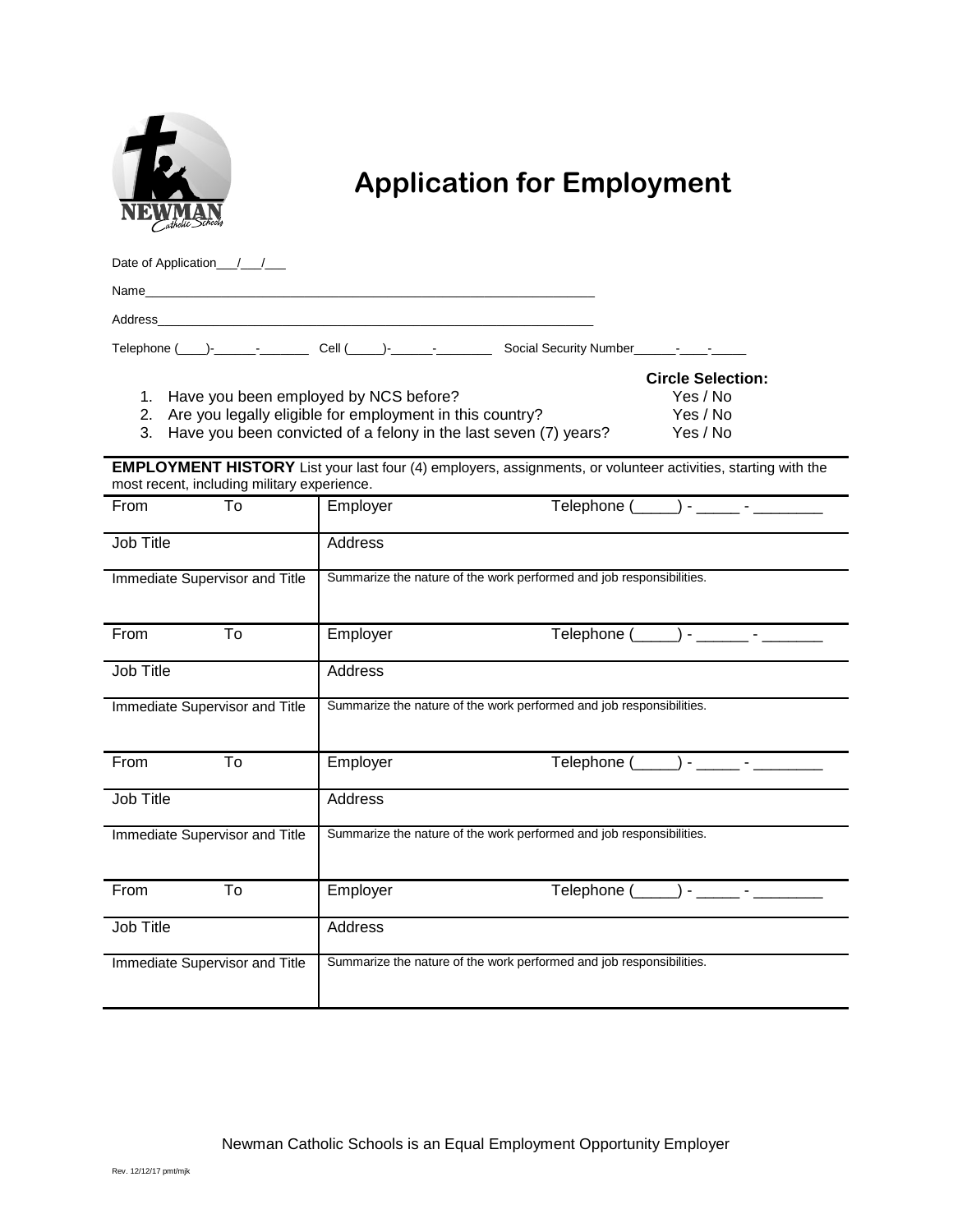# Application for Employment

Date of Application___/___/___

Name_________________________________________________________________

Address_______________________________________________________________

Telephone (____)-______-_______ Cell (_____)-______-________ Social Security Number______-____-_____

| | Circle Selection: |
|---|---|
| 1. Have you been employed by NCS before? | Yes / No |
| 2. Are you legally eligible for employment in this country? | Yes / No |
| 3. Have you been convicted of a felony in the last seven (7) years? | Yes / No |

**EMPLOYMENT HISTORY** List your last four (4) employers, assignments, or volunteer activities, starting with the most recent, including military experience.

| | | |
|---|---|---|
| From To | Employer | Telephone (_____) - _____ - ________ |
| Job Title | Address | |
| Immediate Supervisor and Title | Summarize the nature of the work performed and job responsibilities. | |
| From To | Employer | Telephone (_____) - ______ - _______ |
| Job Title | Address | |
| Immediate Supervisor and Title | Summarize the nature of the work performed and job responsibilities. | |
| From To | Employer | Telephone (_____) - _____ - ________ |
| Job Title | Address | |
| Immediate Supervisor and Title | Summarize the nature of the work performed and job responsibilities. | |
| From To | Employer | Telephone (_____) - _____ - ________ |
| Job Title | Address | |
| Immediate Supervisor and Title | Summarize the nature of the work performed and job responsibilities. | |

Newman Catholic Schools is an Equal Employment Opportunity Employer

Rev. 12/12/17 pmt/mjk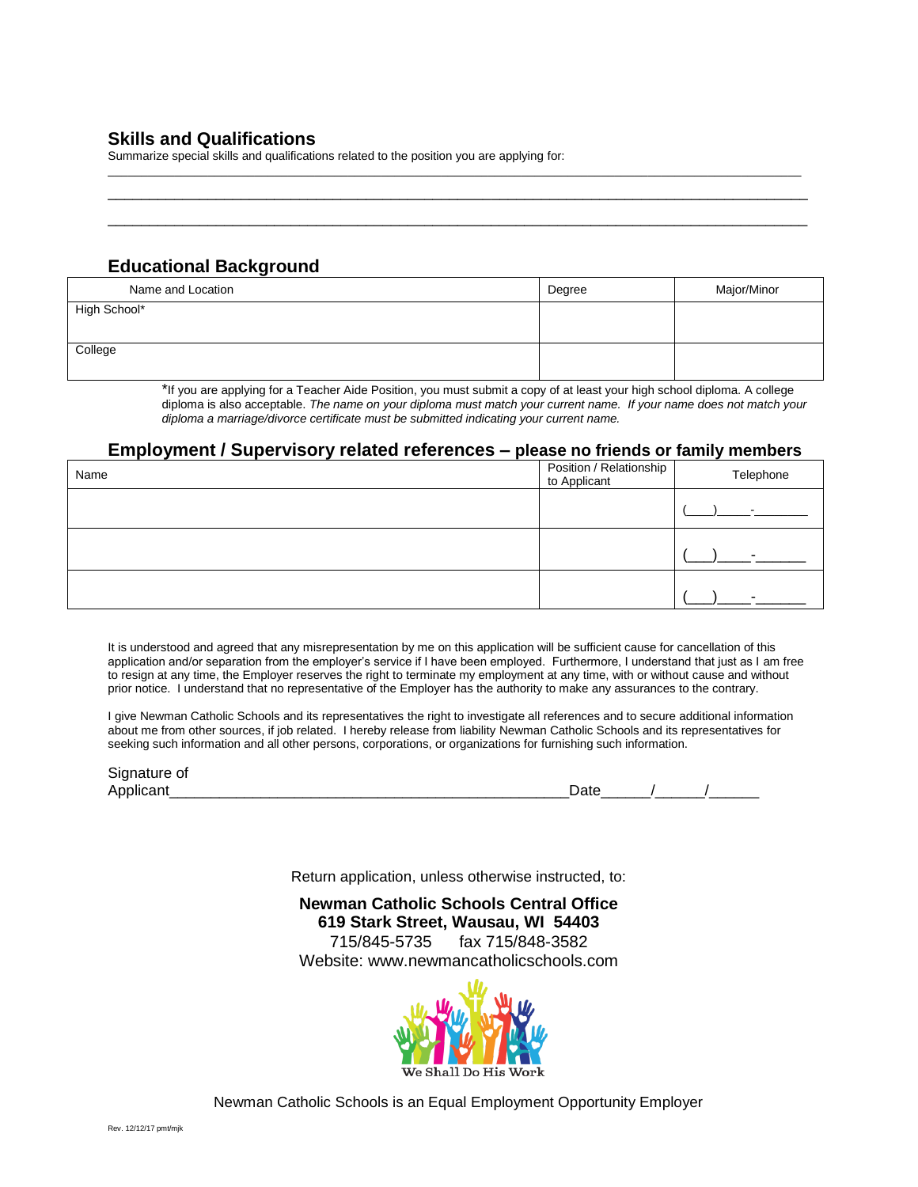## Skills and Qualifications

Summarize special skills and qualifications related to the position you are applying for:

______________________________________________________________________________________

______________________________________________________________________________________

______________________________________________________________________________________

## Educational Background

| Name and Location | Degree | Major/Minor |
|---|---|---|
| High School* | | |
| College | | |

*If you are applying for a Teacher Aide Position, you must submit a copy of at least your high school diploma. A college diploma is also acceptable. *The name on your diploma must match your current name. If your name does not match your diploma a marriage/divorce certificate must be submitted indicating your current name.*

## Employment / Supervisory related references – please no friends or family members

| Name | Position / Relationship to Applicant | Telephone |
|---|---|---|
| | | (___)____-_______ |
| | | (___)____-______ |
| | | (___)____-______ |

It is understood and agreed that any misrepresentation by me on this application will be sufficient cause for cancellation of this application and/or separation from the employer's service if I have been employed. Furthermore, I understand that just as I am free to resign at any time, the Employer reserves the right to terminate my employment at any time, with or without cause and without prior notice. I understand that no representative of the Employer has the authority to make any assurances to the contrary.

I give Newman Catholic Schools and its representatives the right to investigate all references and to secure additional information about me from other sources, if job related. I hereby release from liability Newman Catholic Schools and its representatives for seeking such information and all other persons, corporations, or organizations for furnishing such information.

Signature of Applicant_______________________________________________ Date______/______/______

Return application, unless otherwise instructed, to:

**Newman Catholic Schools Central Office**
**619 Stark Street, Wausau, WI 54403**
715/845-5735 fax 715/848-3582
Website: www.newmancatholicschools.com

We Shall Do His Work

Newman Catholic Schools is an Equal Employment Opportunity Employer

Rev. 12/12/17 pmt/mjk